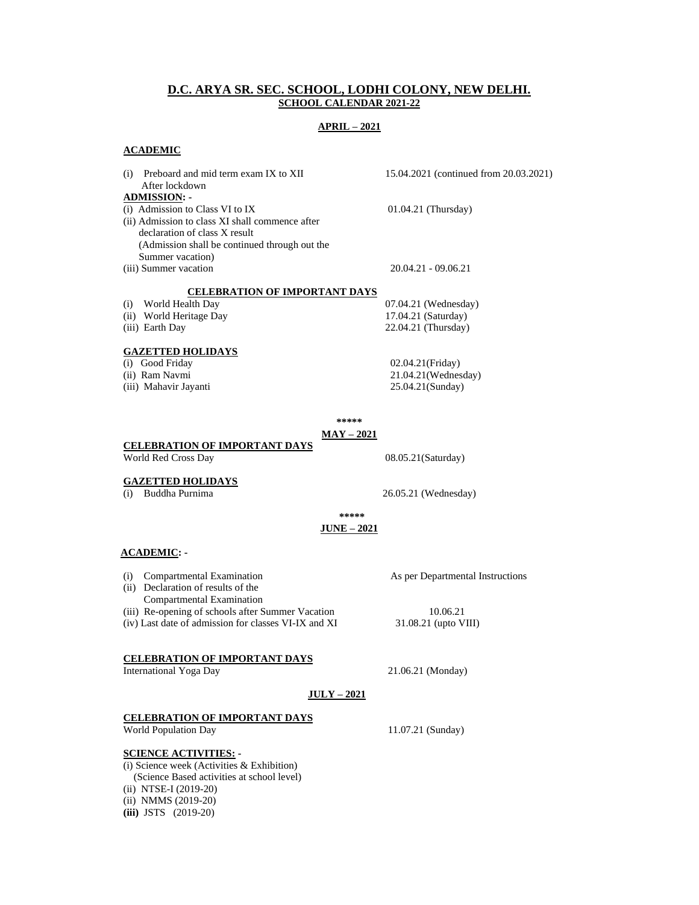# D.C. ARYA SR. SEC. SCHOOL, LODHI COLONY, NEW DELHI.

## SCHOOL CALENDAR 2021-22

### APRIL – 2021

**ACADEMIC**

| | |
|---|---|
| (i) Preboard and mid term exam IX to XII After lockdown | 15.04.2021 (continued from 20.03.2021) |

**ADMISSION: -**

| | |
|---|---|
| (i) Admission to Class VI to IX | 01.04.21 (Thursday) |
| (ii) Admission to class XI shall commence after declaration of class X result (Admission shall be continued through out the Summer vacation) | |
| (iii) Summer vacation | 20.04.21 - 09.06.21 |

**CELEBRATION OF IMPORTANT DAYS**

| | |
|---|---|
| (i) World Health Day | 07.04.21 (Wednesday) |
| (ii) World Heritage Day | 17.04.21 (Saturday) |
| (iii) Earth Day | 22.04.21 (Thursday) |

**GAZETTED HOLIDAYS**

| | |
|---|---|
| (i) Good Friday | 02.04.21(Friday) |
| (ii) Ram Navmi | 21.04.21(Wednesday) |
| (iii) Mahavir Jayanti | 25.04.21(Sunday) |

*****

### MAY – 2021

**CELEBRATION OF IMPORTANT DAYS**

| | |
|---|---|
| World Red Cross Day | 08.05.21(Saturday) |

**GAZETTED HOLIDAYS**

| | |
|---|---|
| (i) Buddha Purnima | 26.05.21 (Wednesday) |

*****

### JUNE – 2021

**ACADEMIC: -**

| | |
|---|---|
| (i) Compartmental Examination | As per Departmental Instructions |
| (ii) Declaration of results of the Compartmental Examination | |
| (iii) Re-opening of schools after Summer Vacation | 10.06.21 |
| (iv) Last date of admission for classes VI-IX and XI | 31.08.21 (upto VIII) |

**CELEBRATION OF IMPORTANT DAYS**

| | |
|---|---|
| International Yoga Day | 21.06.21 (Monday) |

### JULY – 2021

**CELEBRATION OF IMPORTANT DAYS**

| | |
|---|---|
| World Population Day | 11.07.21 (Sunday) |

**SCIENCE ACTIVITIES: -**

(i) Science week (Activities & Exhibition)
(Science Based activities at school level)
(ii) NTSE-I (2019-20)
(ii) NMMS (2019-20)
**(iii)** JSTS (2019-20)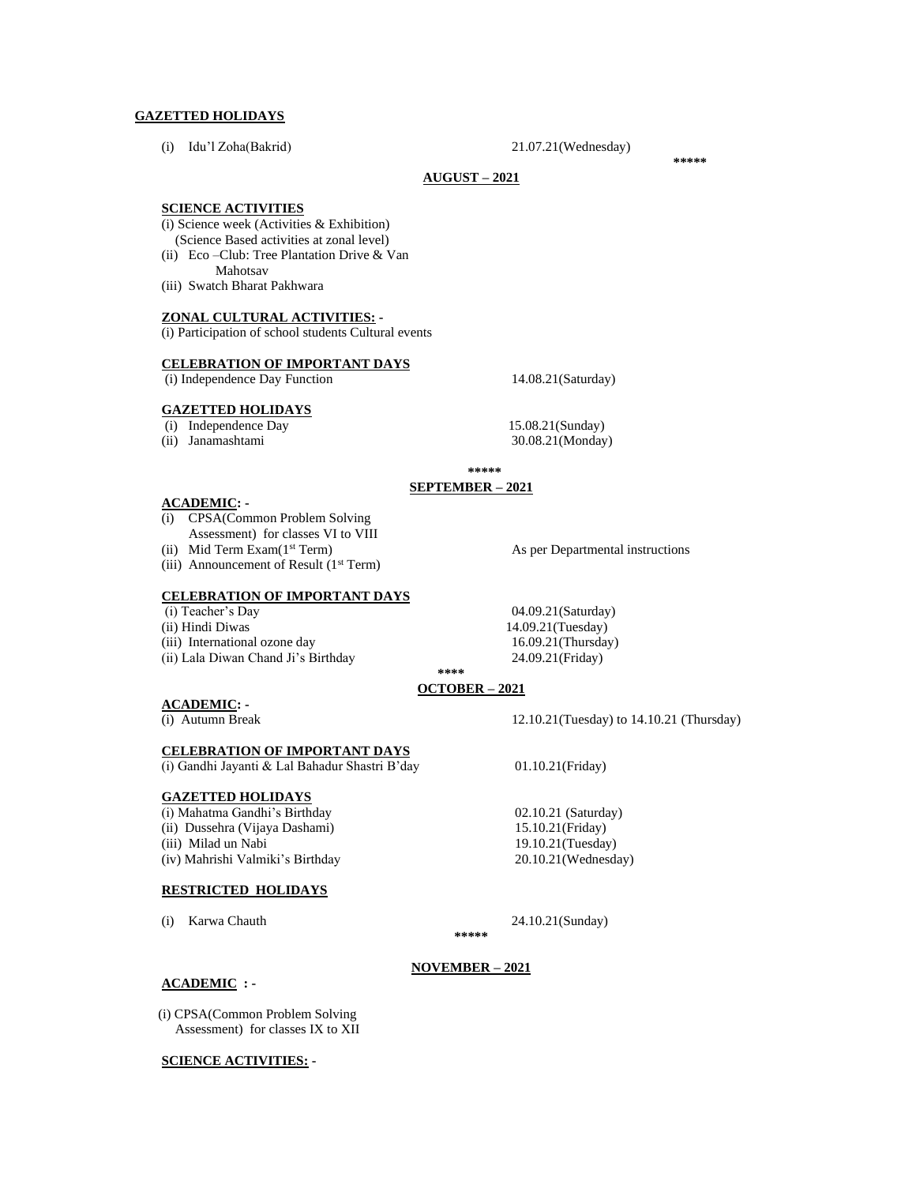**GAZETTED HOLIDAYS**

(i) Idu'l Zoha(Bakrid) 21.07.21(Wednesday)

\*\*\*\*\*

## AUGUST – 2021

**SCIENCE ACTIVITIES**

(i) Science week (Activities & Exhibition)
(Science Based activities at zonal level)
(ii) Eco –Club: Tree Plantation Drive & Van Mahotsav
(iii) Swatch Bharat Pakhwara

**ZONAL CULTURAL ACTIVITIES: -**

(i) Participation of school students Cultural events

**CELEBRATION OF IMPORTANT DAYS**

| | |
|---|---|
| (i) Independence Day Function | 14.08.21(Saturday) |

**GAZETTED HOLIDAYS**

| | |
|---|---|
| (i) Independence Day | 15.08.21(Sunday) |
| (ii) Janamashtami | 30.08.21(Monday) |

\*\*\*\*\*

## SEPTEMBER – 2021

**ACADEMIC: -**

| | |
|---|---|
| (i) CPSA(Common Problem Solving Assessment) for classes VI to VIII | |
| (ii) Mid Term Exam(1st Term) | As per Departmental instructions |
| (iii) Announcement of Result (1st Term) | |

**CELEBRATION OF IMPORTANT DAYS**

| | |
|---|---|
| (i) Teacher's Day | 04.09.21(Saturday) |
| (ii) Hindi Diwas | 14.09.21(Tuesday) |
| (iii) International ozone day | 16.09.21(Thursday) |
| (ii) Lala Diwan Chand Ji's Birthday | 24.09.21(Friday) |

\*\*\*\*

## OCTOBER – 2021

**ACADEMIC: -**

| | |
|---|---|
| (i) Autumn Break | 12.10.21(Tuesday) to 14.10.21 (Thursday) |

**CELEBRATION OF IMPORTANT DAYS**

| | |
|---|---|
| (i) Gandhi Jayanti & Lal Bahadur Shastri B'day | 01.10.21(Friday) |

**GAZETTED HOLIDAYS**

| | |
|---|---|
| (i) Mahatma Gandhi's Birthday | 02.10.21 (Saturday) |
| (ii) Dussehra (Vijaya Dashami) | 15.10.21(Friday) |
| (iii) Milad un Nabi | 19.10.21(Tuesday) |
| (iv) Mahrishi Valmiki's Birthday | 20.10.21(Wednesday) |

**RESTRICTED HOLIDAYS**

| | |
|---|---|
| (i) Karwa Chauth | 24.10.21(Sunday) |

\*\*\*\*\*

## NOVEMBER – 2021

**ACADEMIC : -**

(i) CPSA(Common Problem Solving Assessment) for classes IX to XII

**SCIENCE ACTIVITIES: -**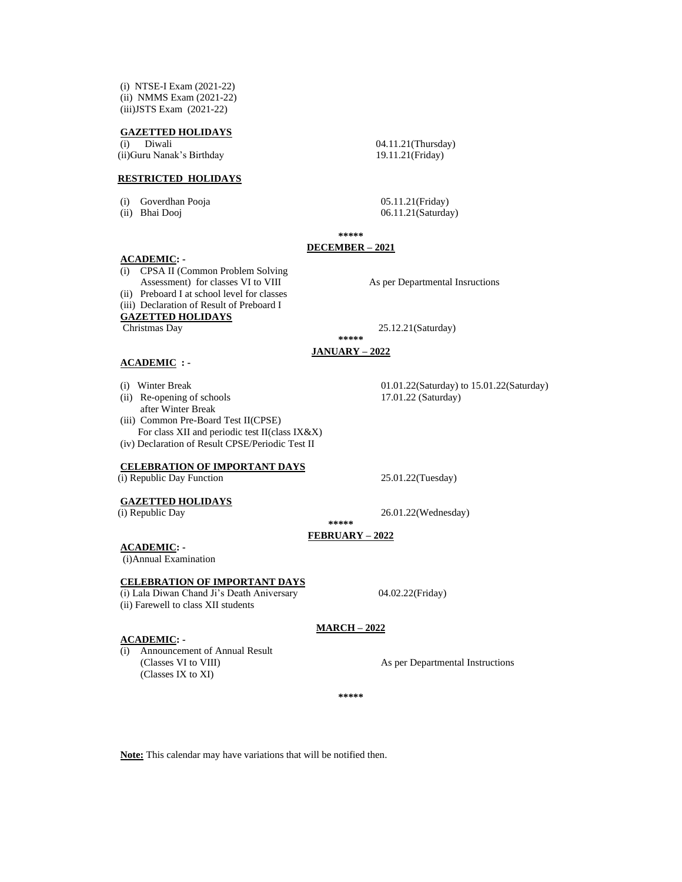(i) NTSE-I Exam (2021-22)
(ii) NMMS Exam (2021-22)
(iii)JSTS Exam (2021-22)

**GAZETTED HOLIDAYS**

| | |
|---|---|
| (i) Diwali | 04.11.21(Thursday) |
| (ii)Guru Nanak's Birthday | 19.11.21(Friday) |

**RESTRICTED HOLIDAYS**

| | |
|---|---|
| (i) Goverdhan Pooja | 05.11.21(Friday) |
| (ii) Bhai Dooj | 06.11.21(Saturday) |

*****

## DECEMBER – 2021

**ACADEMIC: -**

| | |
|---|---|
| (i) CPSA II (Common Problem Solving Assessment) for classes VI to VIII | As per Departmental Insructions |
| (ii) Preboard I at school level for classes | |
| (iii) Declaration of Result of Preboard I | |

**GAZETTED HOLIDAYS**

| | |
|---|---|
| Christmas Day | 25.12.21(Saturday) |

*****

## JANUARY – 2022

**ACADEMIC : -**

| | |
|---|---|
| (i) Winter Break | 01.01.22(Saturday) to 15.01.22(Saturday) |
| (ii) Re-opening of schools after Winter Break | 17.01.22 (Saturday) |
| (iii) Common Pre-Board Test II(CPSE) For class XII and periodic test II(class IX&X) | |
| (iv) Declaration of Result CPSE/Periodic Test II | |

**CELEBRATION OF IMPORTANT DAYS**

| | |
|---|---|
| (i) Republic Day Function | 25.01.22(Tuesday) |

**GAZETTED HOLIDAYS**

| | |
|---|---|
| (i) Republic Day | 26.01.22(Wednesday) |

*****

## FEBRUARY – 2022

**ACADEMIC: -**

(i)Annual Examination

**CELEBRATION OF IMPORTANT DAYS**

| | |
|---|---|
| (i) Lala Diwan Chand Ji's Death Aniversary | 04.02.22(Friday) |
| (ii) Farewell to class XII students | |

## MARCH – 2022

**ACADEMIC: -**

| | |
|---|---|
| (i) Announcement of Annual Result (Classes VI to VIII) (Classes IX to XI) | As per Departmental Instructions |

*****

**Note:** This calendar may have variations that will be notified then.